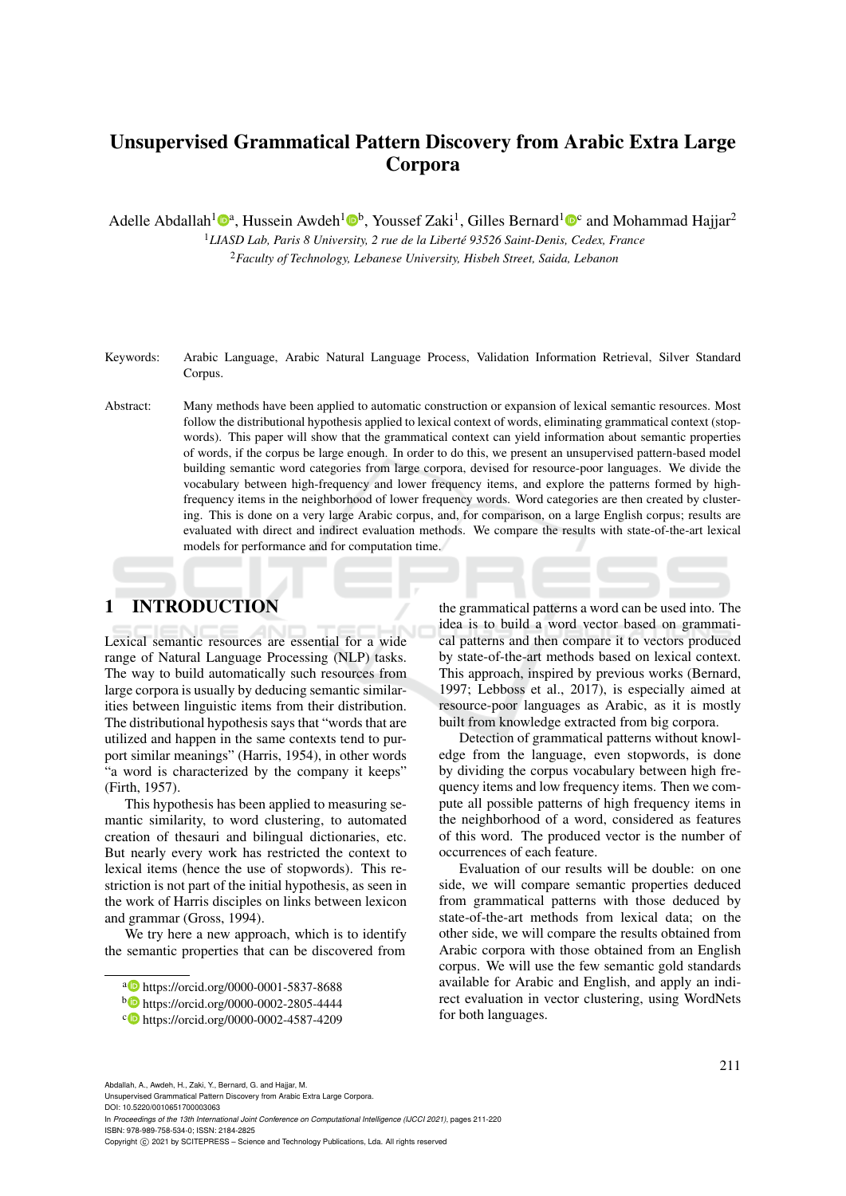# Unsupervised Grammatical Pattern Discovery from Arabic Extra Large Corpora

Adelle Abdallah[1][a], Hussein Awdeh[1][b], Youssef Zaki[1], Gilles Bernard[1][c] and Mohammad Hajjar[2]

[1]*LIASD Lab, Paris 8 University, 2 rue de la Liberté 93526 Saint-Denis, Cedex, France*

[2]*Faculty of Technology, Lebanese University, Hisbeh Street, Saida, Lebanon*

Keywords: Arabic Language, Arabic Natural Language Process, Validation Information Retrieval, Silver Standard Corpus.

Abstract: Many methods have been applied to automatic construction or expansion of lexical semantic resources. Most follow the distributional hypothesis applied to lexical context of words, eliminating grammatical context (stopwords). This paper will show that the grammatical context can yield information about semantic properties of words, if the corpus be large enough. In order to do this, we present an unsupervised pattern-based model building semantic word categories from large corpora, devised for resource-poor languages. We divide the vocabulary between high-frequency and lower frequency items, and explore the patterns formed by high-frequency items in the neighborhood of lower frequency words. Word categories are then created by clustering. This is done on a very large Arabic corpus, and, for comparison, on a large English corpus; results are evaluated with direct and indirect evaluation methods. We compare the results with state-of-the-art lexical models for performance and for computation time.

## 1 INTRODUCTION

Lexical semantic resources are essential for a wide range of Natural Language Processing (NLP) tasks. The way to build automatically such resources from large corpora is usually by deducing semantic similarities between linguistic items from their distribution. The distributional hypothesis says that "words that are utilized and happen in the same contexts tend to purport similar meanings" (Harris, 1954), in other words "a word is characterized by the company it keeps" (Firth, 1957).

This hypothesis has been applied to measuring semantic similarity, to word clustering, to automated creation of thesauri and bilingual dictionaries, etc. But nearly every work has restricted the context to lexical items (hence the use of stopwords). This restriction is not part of the initial hypothesis, as seen in the work of Harris disciples on links between lexicon and grammar (Gross, 1994).

We try here a new approach, which is to identify the semantic properties that can be discovered from the grammatical patterns a word can be used into. The idea is to build a word vector based on grammatical patterns and then compare it to vectors produced by state-of-the-art methods based on lexical context. This approach, inspired by previous works (Bernard, 1997; Lebboss et al., 2017), is especially aimed at resource-poor languages as Arabic, as it is mostly built from knowledge extracted from big corpora.

Detection of grammatical patterns without knowledge from the language, even stopwords, is done by dividing the corpus vocabulary between high frequency items and low frequency items. Then we compute all possible patterns of high frequency items in the neighborhood of a word, considered as features of this word. The produced vector is the number of occurrences of each feature.

Evaluation of our results will be double: on one side, we will compare semantic properties deduced from grammatical patterns with those deduced by state-of-the-art methods from lexical data; on the other side, we will compare the results obtained from Arabic corpora with those obtained from an English corpus. We will use the few semantic gold standards available for Arabic and English, and apply an indirect evaluation in vector clustering, using WordNets for both languages.

[a] https://orcid.org/0000-0001-5837-8688
[b] https://orcid.org/0000-0002-2805-4444
[c] https://orcid.org/0000-0002-4587-4209

Abdallah, A., Awdeh, H., Zaki, Y., Bernard, G. and Hajjar, M.
Unsupervised Grammatical Pattern Discovery from Arabic Extra Large Corpora.
DOI: 10.5220/0010651700003063
In *Proceedings of the 13th International Joint Conference on Computational Intelligence (IJCCI 2021)*, pages 211-220
ISBN: 978-989-758-534-0; ISSN: 2184-2825
Copyright © 2021 by SCITEPRESS – Science and Technology Publications, Lda. All rights reserved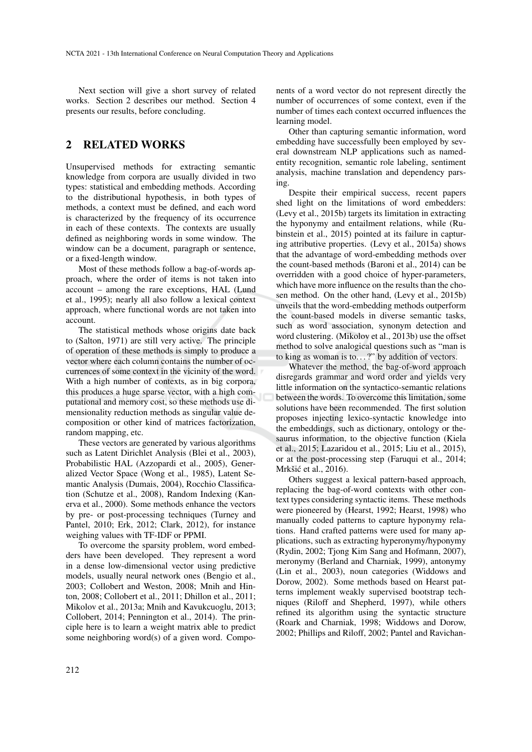Next section will give a short survey of related works. Section 2 describes our method. Section 4 presents our results, before concluding.

## 2 RELATED WORKS

Unsupervised methods for extracting semantic knowledge from corpora are usually divided in two types: statistical and embedding methods. According to the distributional hypothesis, in both types of methods, a context must be defined, and each word is characterized by the frequency of its occurrence in each of these contexts. The contexts are usually defined as neighboring words in some window. The window can be a document, paragraph or sentence, or a fixed-length window.

Most of these methods follow a bag-of-words approach, where the order of items is not taken into account – among the rare exceptions, HAL (Lund et al., 1995); nearly all also follow a lexical context approach, where functional words are not taken into account.

The statistical methods whose origins date back to (Salton, 1971) are still very active. The principle of operation of these methods is simply to produce a vector where each column contains the number of occurrences of some context in the vicinity of the word. With a high number of contexts, as in big corpora, this produces a huge sparse vector, with a high computational and memory cost, so these methods use dimensionality reduction methods as singular value decomposition or other kind of matrices factorization, random mapping, etc.

These vectors are generated by various algorithms such as Latent Dirichlet Analysis (Blei et al., 2003), Probabilistic HAL (Azzopardi et al., 2005), Generalized Vector Space (Wong et al., 1985), Latent Semantic Analysis (Dumais, 2004), Rocchio Classification (Schutze et al., 2008), Random Indexing (Kanerva et al., 2000). Some methods enhance the vectors by pre- or post-processing techniques (Turney and Pantel, 2010; Erk, 2012; Clark, 2012), for instance weighing values with TF-IDF or PPMI.

To overcome the sparsity problem, word embedders have been developed. They represent a word in a dense low-dimensional vector using predictive models, usually neural network ones (Bengio et al., 2003; Collobert and Weston, 2008; Mnih and Hinton, 2008; Collobert et al., 2011; Dhillon et al., 2011; Mikolov et al., 2013a; Mnih and Kavukcuoglu, 2013; Collobert, 2014; Pennington et al., 2014). The principle here is to learn a weight matrix able to predict some neighboring word(s) of a given word. Components of a word vector do not represent directly the number of occurrences of some context, even if the number of times each context occurred influences the learning model.

Other than capturing semantic information, word embedding have successfully been employed by several downstream NLP applications such as named-entity recognition, semantic role labeling, sentiment analysis, machine translation and dependency parsing.

Despite their empirical success, recent papers shed light on the limitations of word embedders: (Levy et al., 2015b) targets its limitation in extracting the hyponymy and entailment relations, while (Rubinstein et al., 2015) pointed at its failure in capturing attributive properties. (Levy et al., 2015a) shows that the advantage of word-embedding methods over the count-based methods (Baroni et al., 2014) can be overridden with a good choice of hyper-parameters, which have more influence on the results than the chosen method. On the other hand, (Levy et al., 2015b) unveils that the word-embedding methods outperform the count-based models in diverse semantic tasks, such as word association, synonym detection and word clustering. (Mikolov et al., 2013b) use the offset method to solve analogical questions such as "man is to king as woman is to. . . ?" by addition of vectors.

Whatever the method, the bag-of-word approach disregards grammar and word order and yields very little information on the syntactico-semantic relations between the words. To overcome this limitation, some solutions have been recommended. The first solution proposes injecting lexico-syntactic knowledge into the embeddings, such as dictionary, ontology or thesaurus information, to the objective function (Kiela et al., 2015; Lazaridou et al., 2015; Liu et al., 2015), or at the post-processing step (Faruqui et al., 2014; Mrkšić et al., 2016).

Others suggest a lexical pattern-based approach, replacing the bag-of-word contexts with other context types considering syntactic items. These methods were pioneered by (Hearst, 1992; Hearst, 1998) who manually coded patterns to capture hyponymy relations. Hand crafted patterns were used for many applications, such as extracting hyperonymy/hyponymy (Rydin, 2002; Tjong Kim Sang and Hofmann, 2007), meronymy (Berland and Charniak, 1999), antonymy (Lin et al., 2003), noun categories (Widdows and Dorow, 2002). Some methods based on Hearst patterns implement weakly supervised bootstrap techniques (Riloff and Shepherd, 1997), while others refined its algorithm using the syntactic structure (Roark and Charniak, 1998; Widdows and Dorow, 2002; Phillips and Riloff, 2002; Pantel and Ravichan-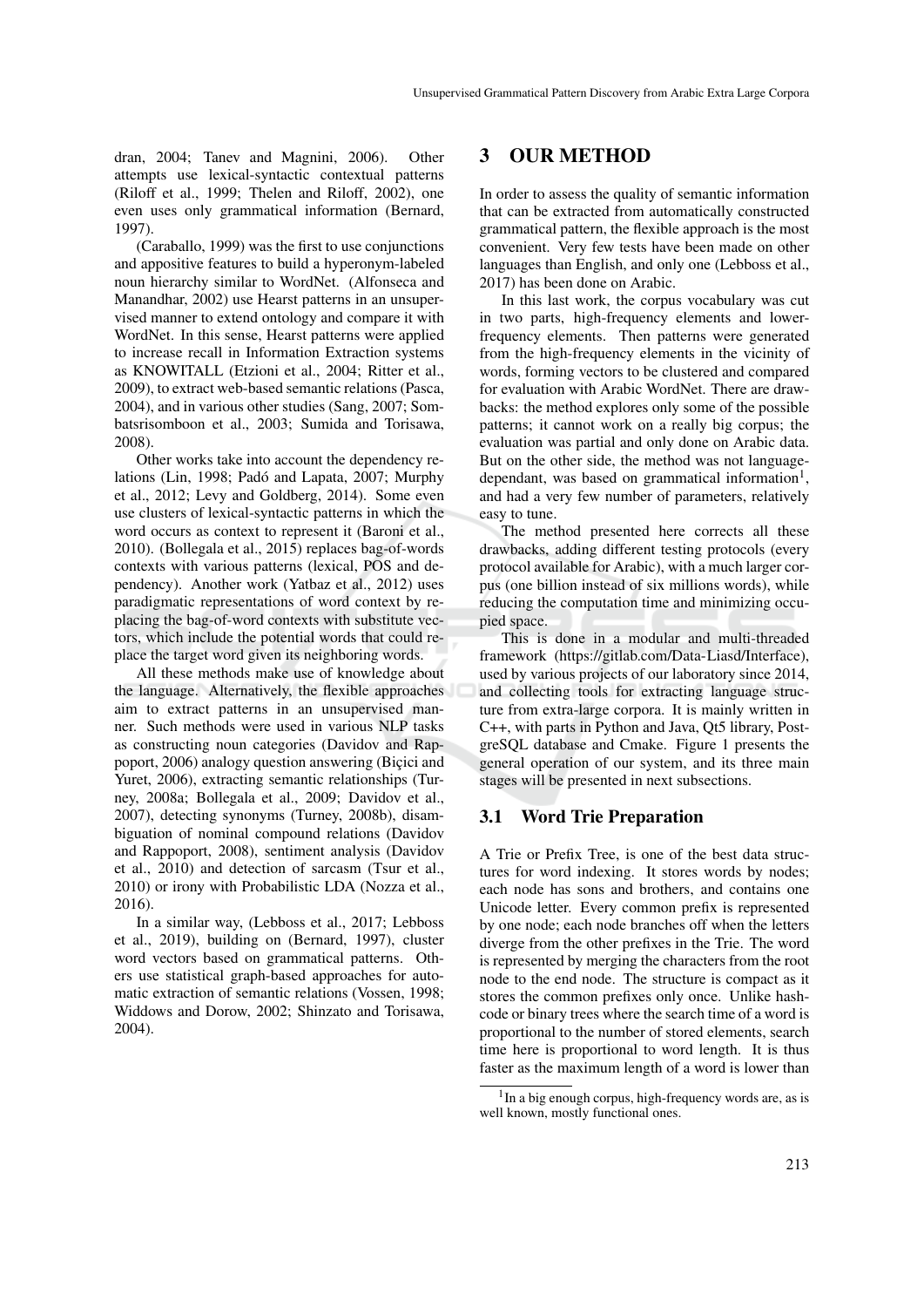dran, 2004; Tanev and Magnini, 2006). Other attempts use lexical-syntactic contextual patterns (Riloff et al., 1999; Thelen and Riloff, 2002), one even uses only grammatical information (Bernard, 1997).

(Caraballo, 1999) was the first to use conjunctions and appositive features to build a hyperonym-labeled noun hierarchy similar to WordNet. (Alfonseca and Manandhar, 2002) use Hearst patterns in an unsupervised manner to extend ontology and compare it with WordNet. In this sense, Hearst patterns were applied to increase recall in Information Extraction systems as KNOWITALL (Etzioni et al., 2004; Ritter et al., 2009), to extract web-based semantic relations (Pasca, 2004), and in various other studies (Sang, 2007; Sombatsrisomboon et al., 2003; Sumida and Torisawa, 2008).

Other works take into account the dependency relations (Lin, 1998; Padó and Lapata, 2007; Murphy et al., 2012; Levy and Goldberg, 2014). Some even use clusters of lexical-syntactic patterns in which the word occurs as context to represent it (Baroni et al., 2010). (Bollegala et al., 2015) replaces bag-of-words contexts with various patterns (lexical, POS and dependency). Another work (Yatbaz et al., 2012) uses paradigmatic representations of word context by replacing the bag-of-word contexts with substitute vectors, which include the potential words that could replace the target word given its neighboring words.

All these methods make use of knowledge about the language. Alternatively, the flexible approaches aim to extract patterns in an unsupervised manner. Such methods were used in various NLP tasks as constructing noun categories (Davidov and Rappoport, 2006) analogy question answering (Biçici and Yuret, 2006), extracting semantic relationships (Turney, 2008a; Bollegala et al., 2009; Davidov et al., 2007), detecting synonyms (Turney, 2008b), disambiguation of nominal compound relations (Davidov and Rappoport, 2008), sentiment analysis (Davidov et al., 2010) and detection of sarcasm (Tsur et al., 2010) or irony with Probabilistic LDA (Nozza et al., 2016).

In a similar way, (Lebboss et al., 2017; Lebboss et al., 2019), building on (Bernard, 1997), cluster word vectors based on grammatical patterns. Others use statistical graph-based approaches for automatic extraction of semantic relations (Vossen, 1998; Widdows and Dorow, 2002; Shinzato and Torisawa, 2004).

# 3 OUR METHOD

In order to assess the quality of semantic information that can be extracted from automatically constructed grammatical pattern, the flexible approach is the most convenient. Very few tests have been made on other languages than English, and only one (Lebboss et al., 2017) has been done on Arabic.

In this last work, the corpus vocabulary was cut in two parts, high-frequency elements and lower-frequency elements. Then patterns were generated from the high-frequency elements in the vicinity of words, forming vectors to be clustered and compared for evaluation with Arabic WordNet. There are drawbacks: the method explores only some of the possible patterns; it cannot work on a really big corpus; the evaluation was partial and only done on Arabic data. But on the other side, the method was not language-dependant, was based on grammatical information[1], and had a very few number of parameters, relatively easy to tune.

The method presented here corrects all these drawbacks, adding different testing protocols (every protocol available for Arabic), with a much larger corpus (one billion instead of six millions words), while reducing the computation time and minimizing occupied space.

This is done in a modular and multi-threaded framework (https://gitlab.com/Data-Liasd/Interface), used by various projects of our laboratory since 2014, and collecting tools for extracting language structure from extra-large corpora. It is mainly written in C++, with parts in Python and Java, Qt5 library, PostgreSQL database and Cmake. Figure 1 presents the general operation of our system, and its three main stages will be presented in next subsections.

## 3.1 Word Trie Preparation

A Trie or Prefix Tree, is one of the best data structures for word indexing. It stores words by nodes; each node has sons and brothers, and contains one Unicode letter. Every common prefix is represented by one node; each node branches off when the letters diverge from the other prefixes in the Trie. The word is represented by merging the characters from the root node to the end node. The structure is compact as it stores the common prefixes only once. Unlike hash-code or binary trees where the search time of a word is proportional to the number of stored elements, search time here is proportional to word length. It is thus faster as the maximum length of a word is lower than

[1] In a big enough corpus, high-frequency words are, as is well known, mostly functional ones.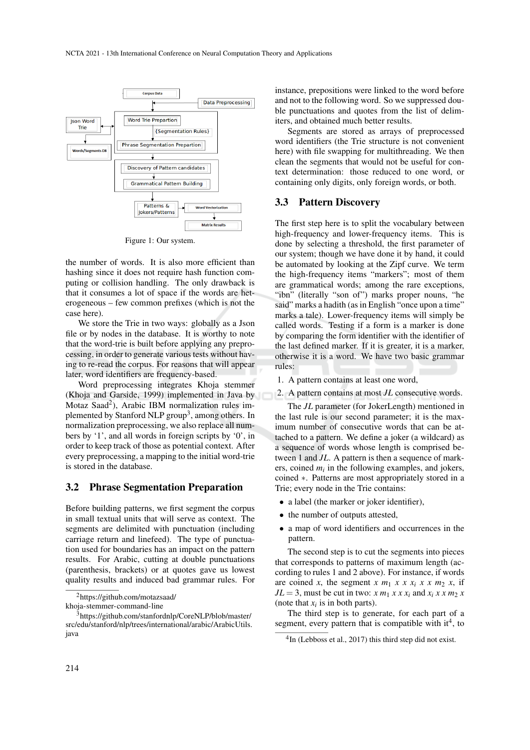Corpus Data

Data Preprocessing

Json Word Trie

Word Trie Prepartion

{Segmentation Rules}

Phrase Segmentation Prepartion

Words/Segments DB

Discovery of Pattern candidates

Grammatical Pattern Building

Patterns & Jokers/Patterns

Word Vectorization

Matrix Results

Figure 1: Our system.

the number of words. It is also more efficient than hashing since it does not require hash function computing or collision handling. The only drawback is that it consumes a lot of space if the words are heterogeneous – few common prefixes (which is not the case here).

We store the Trie in two ways: globally as a Json file or by nodes in the database. It is worthy to note that the word-trie is built before applying any preprocessing, in order to generate various tests without having to re-read the corpus. For reasons that will appear later, word identifiers are frequency-based.

Word preprocessing integrates Khoja stemmer (Khoja and Garside, 1999) implemented in Java by Motaz Saad[2]), Arabic IBM normalization rules implemented by Stanford NLP group[3], among others. In normalization preprocessing, we also replace all numbers by '1', and all words in foreign scripts by '0', in order to keep track of those as potential context. After every preprocessing, a mapping to the initial word-trie is stored in the database.

## 3.2 Phrase Segmentation Preparation

Before building patterns, we first segment the corpus in small textual units that will serve as context. The segments are delimited with punctuation (including carriage return and linefeed). The type of punctuation used for boundaries has an impact on the pattern results. For Arabic, cutting at double punctuations (parenthesis, brackets) or at quotes gave us lowest quality results and induced bad grammar rules. For instance, prepositions were linked to the word before and not to the following word. So we suppressed double punctuations and quotes from the list of delimiters, and obtained much better results.

Segments are stored as arrays of preprocessed word identifiers (the Trie structure is not convenient here) with file swapping for multithreading. We then clean the segments that would not be useful for context determination: those reduced to one word, or containing only digits, only foreign words, or both.

## 3.3 Pattern Discovery

The first step here is to split the vocabulary between high-frequency and lower-frequency items. This is done by selecting a threshold, the first parameter of our system; though we have done it by hand, it could be automated by looking at the Zipf curve. We term the high-frequency items "markers"; most of them are grammatical words; among the rare exceptions, "ibn" (literally "son of") marks proper nouns, "he said" marks a hadith (as in English "once upon a time" marks a tale). Lower-frequency items will simply be called words. Testing if a form is a marker is done by comparing the form identifier with the identifier of the last defined marker. If it is greater, it is a marker, otherwise it is a word. We have two basic grammar rules:

1. A pattern contains at least one word,
2. A pattern contains at most $JL$ consecutive words.

The $JL$ parameter (for JokerLength) mentioned in the last rule is our second parameter; it is the maximum number of consecutive words that can be attached to a pattern. We define a joker (a wildcard) as a sequence of words whose length is comprised between 1 and $JL$. A pattern is then a sequence of markers, coined $m_i$ in the following examples, and jokers, coined $*$. Patterns are most appropriately stored in a Trie; every node in the Trie contains:

- a label (the marker or joker identifier),
- the number of outputs attested,
- a map of word identifiers and occurrences in the pattern.

The second step is to cut the segments into pieces that corresponds to patterns of maximum length (according to rules 1 and 2 above). For instance, if words are coined $x$, the segment $x\ m_1\ x\ x\ x_i\ x\ x\ m_2\ x$, if $JL = 3$, must be cut in two: $x\ m_1\ x\ x\ x_i$ and $x_i\ x\ x\ m_2\ x$ (note that $x_i$ is in both parts).

The third step is to generate, for each part of a segment, every pattern that is compatible with it[4], to

[2] https://github.com/motazsaad/khoja-stemmer-command-line

[3] https://github.com/stanfordnlp/CoreNLP/blob/master/src/edu/stanford/nlp/trees/international/arabic/ArabicUtils.java

[4] In (Lebboss et al., 2017) this third step did not exist.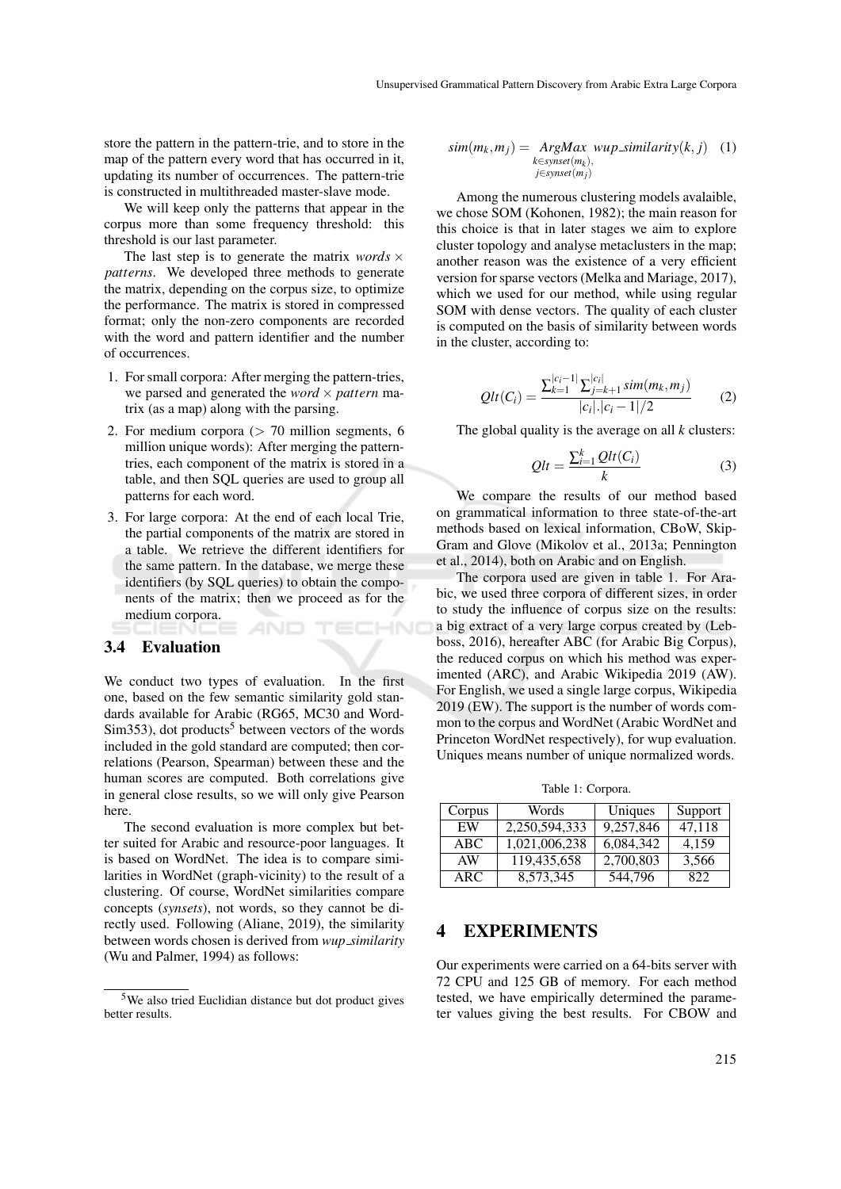store the pattern in the pattern-trie, and to store in the map of the pattern every word that has occurred in it, updating its number of occurrences. The pattern-trie is constructed in multithreaded master-slave mode.

We will keep only the patterns that appear in the corpus more than some frequency threshold: this threshold is our last parameter.

The last step is to generate the matrix *words* × *patterns*. We developed three methods to generate the matrix, depending on the corpus size, to optimize the performance. The matrix is stored in compressed format; only the non-zero components are recorded with the word and pattern identifier and the number of occurrences.

1. For small corpora: After merging the pattern-tries, we parsed and generated the *word* × *pattern* matrix (as a map) along with the parsing.
2. For medium corpora (> 70 million segments, 6 million unique words): After merging the pattern-tries, each component of the matrix is stored in a table, and then SQL queries are used to group all patterns for each word.
3. For large corpora: At the end of each local Trie, the partial components of the matrix are stored in a table. We retrieve the different identifiers for the same pattern. In the database, we merge these identifiers (by SQL queries) to obtain the components of the matrix; then we proceed as for the medium corpora.

### 3.4 Evaluation

We conduct two types of evaluation. In the first one, based on the few semantic similarity gold standards available for Arabic (RG65, MC30 and WordSim353), dot products[5] between vectors of the words included in the gold standard are computed; then correlations (Pearson, Spearman) between these and the human scores are computed. Both correlations give in general close results, so we will only give Pearson here.

The second evaluation is more complex but better suited for Arabic and resource-poor languages. It is based on WordNet. The idea is to compare similarities in WordNet (graph-vicinity) to the result of a clustering. Of course, WordNet similarities compare concepts (*synsets*), not words, so they cannot be directly used. Following (Aliane, 2019), the similarity between words chosen is derived from *wup_similarity* (Wu and Palmer, 1994) as follows:

$$sim(m_k, m_j) = \underset{\substack{k \in synset(m_k),\\ j \in synset(m_j)}}{ArgMax} \; wup\_similarity(k, j) \quad (1)$$

Among the numerous clustering models avalaible, we chose SOM (Kohonen, 1982); the main reason for this choice is that in later stages we aim to explore cluster topology and analyse metaclusters in the map; another reason was the existence of a very efficient version for sparse vectors (Melka and Mariage, 2017), which we used for our method, while using regular SOM with dense vectors. The quality of each cluster is computed on the basis of similarity between words in the cluster, according to:

$$Qlt(C_i) = \frac{\sum_{k=1}^{|c_i - 1|} \sum_{j=k+1}^{|c_i|} sim(m_k, m_j)}{|c_i|.|c_i - 1|/2} \quad (2)$$

The global quality is the average on all $k$ clusters:

$$Qlt = \frac{\sum_{i=1}^{k} Qlt(C_i)}{k} \quad (3)$$

We compare the results of our method based on grammatical information to three state-of-the-art methods based on lexical information, CBoW, Skip-Gram and Glove (Mikolov et al., 2013a; Pennington et al., 2014), both on Arabic and on English.

The corpora used are given in table 1. For Arabic, we used three corpora of different sizes, in order to study the influence of corpus size on the results: a big extract of a very large corpus created by (Lebboss, 2016), hereafter ABC (for Arabic Big Corpus), the reduced corpus on which his method was experimented (ARC), and Arabic Wikipedia 2019 (AW). For English, we used a single large corpus, Wikipedia 2019 (EW). The support is the number of words common to the corpus and WordNet (Arabic WordNet and Princeton WordNet respectively), for wup evaluation. Uniques means number of unique normalized words.

Table 1: Corpora.

| Corpus | Words | Uniques | Support |
|---|---|---|---|
| EW | 2,250,594,333 | 9,257,846 | 47,118 |
| ABC | 1,021,006,238 | 6,084,342 | 4,159 |
| AW | 119,435,658 | 2,700,803 | 3,566 |
| ARC | 8,573,345 | 544,796 | 822 |

## 4 EXPERIMENTS

Our experiments were carried on a 64-bits server with 72 CPU and 125 GB of memory. For each method tested, we have empirically determined the parameter values giving the best results. For CBOW and

[5] We also tried Euclidian distance but dot product gives better results.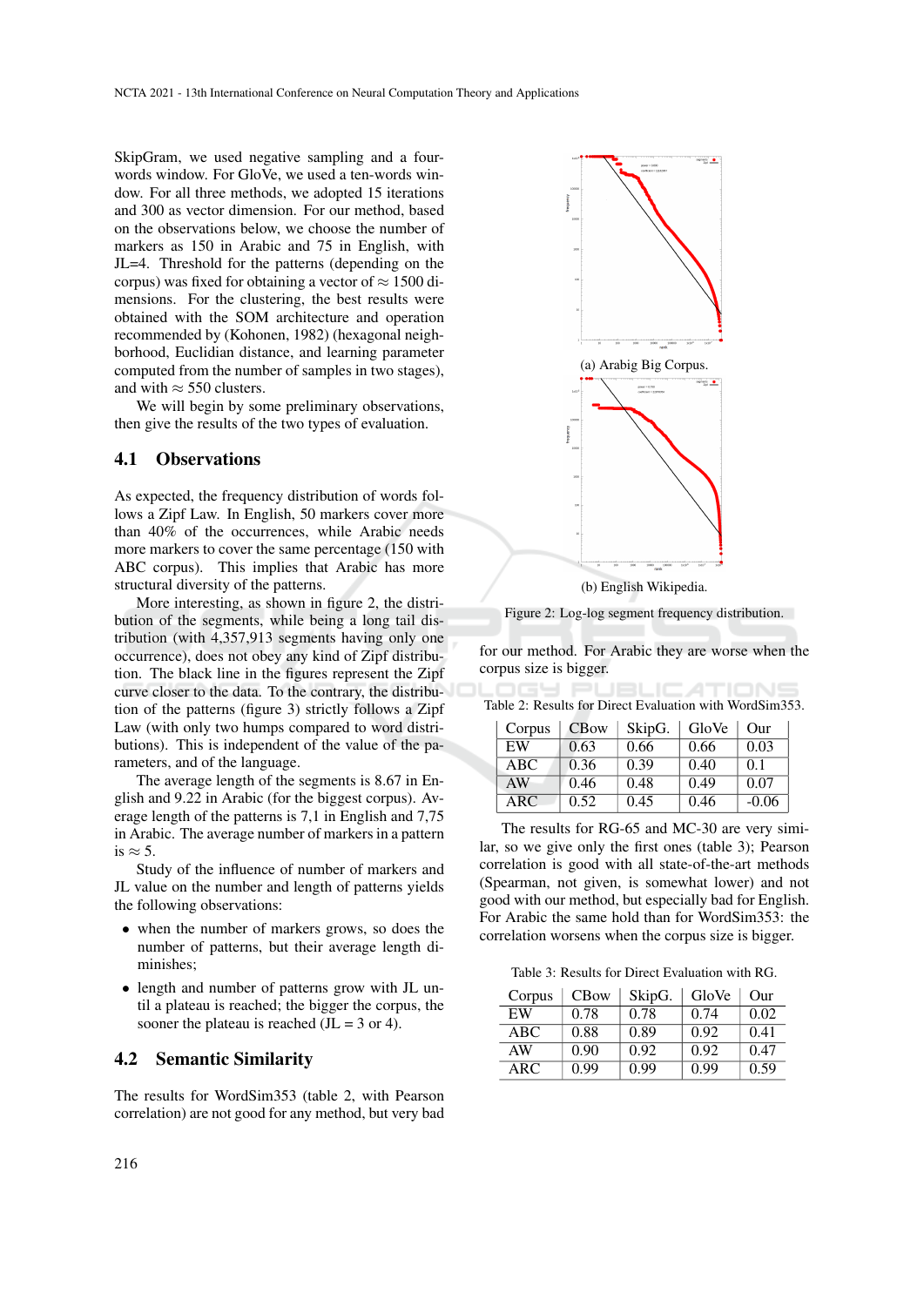SkipGram, we used negative sampling and a four-words window. For GloVe, we used a ten-words window. For all three methods, we adopted 15 iterations and 300 as vector dimension. For our method, based on the observations below, we choose the number of markers as 150 in Arabic and 75 in English, with JL=4. Threshold for the patterns (depending on the corpus) was fixed for obtaining a vector of ≈ 1500 dimensions. For the clustering, the best results were obtained with the SOM architecture and operation recommended by (Kohonen, 1982) (hexagonal neighborhood, Euclidian distance, and learning parameter computed from the number of samples in two stages), and with ≈ 550 clusters.

We will begin by some preliminary observations, then give the results of the two types of evaluation.

## 4.1 Observations

As expected, the frequency distribution of words follows a Zipf Law. In English, 50 markers cover more than 40% of the occurrences, while Arabic needs more markers to cover the same percentage (150 with ABC corpus). This implies that Arabic has more structural diversity of the patterns.

More interesting, as shown in figure 2, the distribution of the segments, while being a long tail distribution (with 4,357,913 segments having only one occurrence), does not obey any kind of Zipf distribution. The black line in the figures represent the Zipf curve closer to the data. To the contrary, the distribution of the patterns (figure 3) strictly follows a Zipf Law (with only two humps compared to word distributions). This is independent of the value of the parameters, and of the language.

The average length of the segments is 8.67 in English and 9.22 in Arabic (for the biggest corpus). Average length of the patterns is 7,1 in English and 7,75 in Arabic. The average number of markers in a pattern is ≈ 5.

Study of the influence of number of markers and JL value on the number and length of patterns yields the following observations:

- when the number of markers grows, so does the number of patterns, but their average length diminishes;
- length and number of patterns grow with JL until a plateau is reached; the bigger the corpus, the sooner the plateau is reached (JL = 3 or 4).

(a) Arabig Big Corpus.

(b) English Wikipedia.

Figure 2: Log-log segment frequency distribution.

## 4.2 Semantic Similarity

The results for WordSim353 (table 2, with Pearson correlation) are not good for any method, but very bad for our method. For Arabic they are worse when the corpus size is bigger.

Table 2: Results for Direct Evaluation with WordSim353.

| Corpus | CBow | SkipG. | GloVe | Our |
|---|---|---|---|---|
| EW | 0.63 | 0.66 | 0.66 | 0.03 |
| ABC | 0.36 | 0.39 | 0.40 | 0.1 |
| AW | 0.46 | 0.48 | 0.49 | 0.07 |
| ARC | 0.52 | 0.45 | 0.46 | -0.06 |

The results for RG-65 and MC-30 are very similar, so we give only the first ones (table 3); Pearson correlation is good with all state-of-the-art methods (Spearman, not given, is somewhat lower) and not good with our method, but especially bad for English. For Arabic the same hold than for WordSim353: the correlation worsens when the corpus size is bigger.

Table 3: Results for Direct Evaluation with RG.

| Corpus | CBow | SkipG. | GloVe | Our |
|---|---|---|---|---|
| EW | 0.78 | 0.78 | 0.74 | 0.02 |
| ABC | 0.88 | 0.89 | 0.92 | 0.41 |
| AW | 0.90 | 0.92 | 0.92 | 0.47 |
| ARC | 0.99 | 0.99 | 0.99 | 0.59 |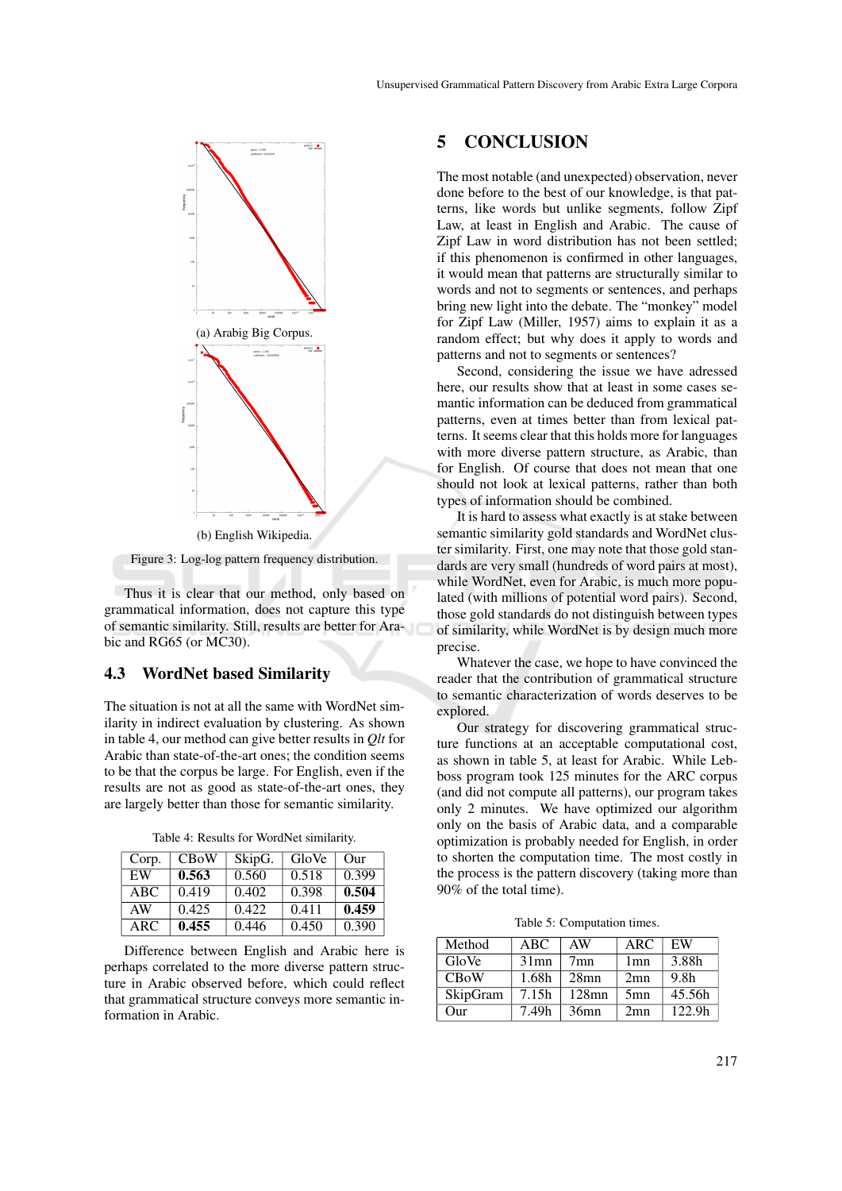(a) Arabig Big Corpus.

(b) English Wikipedia.

Figure 3: Log-log pattern frequency distribution.

Thus it is clear that our method, only based on grammatical information, does not capture this type of semantic similarity. Still, results are better for Arabic and RG65 (or MC30).

### 4.3 WordNet based Similarity

The situation is not at all the same with WordNet similarity in indirect evaluation by clustering. As shown in table 4, our method can give better results in *Qlt* for Arabic than state-of-the-art ones; the condition seems to be that the corpus be large. For English, even if the results are not as good as state-of-the-art ones, they are largely better than those for semantic similarity.

Table 4: Results for WordNet similarity.

| Corp. | CBoW | SkipG. | GloVe | Our |
|---|---|---|---|---|
| EW | **0.563** | 0.560 | 0.518 | 0.399 |
| ABC | 0.419 | 0.402 | 0.398 | **0.504** |
| AW | 0.425 | 0.422 | 0.411 | **0.459** |
| ARC | **0.455** | 0.446 | 0.450 | 0.390 |

Difference between English and Arabic here is perhaps correlated to the more diverse pattern structure in Arabic observed before, which could reflect that grammatical structure conveys more semantic information in Arabic.

## 5 CONCLUSION

The most notable (and unexpected) observation, never done before to the best of our knowledge, is that patterns, like words but unlike segments, follow Zipf Law, at least in English and Arabic. The cause of Zipf Law in word distribution has not been settled; if this phenomenon is confirmed in other languages, it would mean that patterns are structurally similar to words and not to segments or sentences, and perhaps bring new light into the debate. The "monkey" model for Zipf Law (Miller, 1957) aims to explain it as a random effect; but why does it apply to words and patterns and not to segments or sentences?

Second, considering the issue we have adressed here, our results show that at least in some cases semantic information can be deduced from grammatical patterns, even at times better than from lexical patterns. It seems clear that this holds more for languages with more diverse pattern structure, as Arabic, than for English. Of course that does not mean that one should not look at lexical patterns, rather than both types of information should be combined.

It is hard to assess what exactly is at stake between semantic similarity gold standards and WordNet cluster similarity. First, one may note that those gold standards are very small (hundreds of word pairs at most), while WordNet, even for Arabic, is much more populated (with millions of potential word pairs). Second, those gold standards do not distinguish between types of similarity, while WordNet is by design much more precise.

Whatever the case, we hope to have convinced the reader that the contribution of grammatical structure to semantic characterization of words deserves to be explored.

Our strategy for discovering grammatical structure functions at an acceptable computational cost, as shown in table 5, at least for Arabic. While Lebboss program took 125 minutes for the ARC corpus (and did not compute all patterns), our program takes only 2 minutes. We have optimized our algorithm only on the basis of Arabic data, and a comparable optimization is probably needed for English, in order to shorten the computation time. The most costly in the process is the pattern discovery (taking more than 90% of the total time).

Table 5: Computation times.

| Method | ABC | AW | ARC | EW |
|---|---|---|---|---|
| GloVe | 31mn | 7mn | 1mn | 3.88h |
| CBoW | 1.68h | 28mn | 2mn | 9.8h |
| SkipGram | 7.15h | 128mn | 5mn | 45.56h |
| Our | 7.49h | 36mn | 2mn | 122.9h |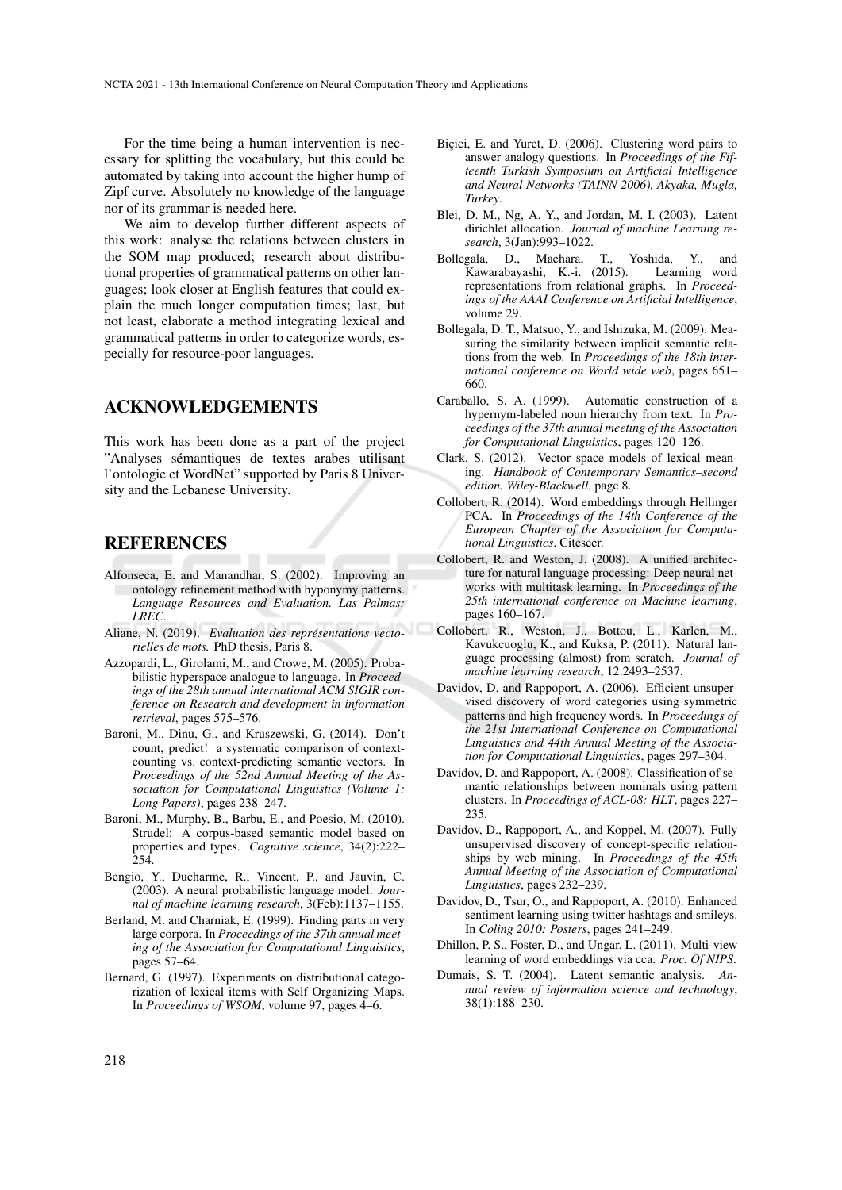For the time being a human intervention is necessary for splitting the vocabulary, but this could be automated by taking into account the higher hump of Zipf curve. Absolutely no knowledge of the language nor of its grammar is needed here.

We aim to develop further different aspects of this work: analyse the relations between clusters in the SOM map produced; research about distributional properties of grammatical patterns on other languages; look closer at English features that could explain the much longer computation times; last, but not least, elaborate a method integrating lexical and grammatical patterns in order to categorize words, especially for resource-poor languages.

## ACKNOWLEDGEMENTS

This work has been done as a part of the project "Analyses sémantiques de textes arabes utilisant l'ontologie et WordNet" supported by Paris 8 University and the Lebanese University.

## REFERENCES

Alfonseca, E. and Manandhar, S. (2002). Improving an ontology refinement method with hyponymy patterns. *Language Resources and Evaluation. Las Palmas: LREC*.

Aliane, N. (2019). *Evaluation des représentations vectorielles de mots.* PhD thesis, Paris 8.

Azzopardi, L., Girolami, M., and Crowe, M. (2005). Probabilistic hyperspace analogue to language. In *Proceedings of the 28th annual international ACM SIGIR conference on Research and development in information retrieval*, pages 575–576.

Baroni, M., Dinu, G., and Kruszewski, G. (2014). Don't count, predict! a systematic comparison of context-counting vs. context-predicting semantic vectors. In *Proceedings of the 52nd Annual Meeting of the Association for Computational Linguistics (Volume 1: Long Papers)*, pages 238–247.

Baroni, M., Murphy, B., Barbu, E., and Poesio, M. (2010). Strudel: A corpus-based semantic model based on properties and types. *Cognitive science*, 34(2):222–254.

Bengio, Y., Ducharme, R., Vincent, P., and Jauvin, C. (2003). A neural probabilistic language model. *Journal of machine learning research*, 3(Feb):1137–1155.

Berland, M. and Charniak, E. (1999). Finding parts in very large corpora. In *Proceedings of the 37th annual meeting of the Association for Computational Linguistics*, pages 57–64.

Bernard, G. (1997). Experiments on distributional categorization of lexical items with Self Organizing Maps. In *Proceedings of WSOM*, volume 97, pages 4–6.

Biçici, E. and Yuret, D. (2006). Clustering word pairs to answer analogy questions. In *Proceedings of the Fifteenth Turkish Symposium on Artificial Intelligence and Neural Networks (TAINN 2006), Akyaka, Mugla, Turkey*.

Blei, D. M., Ng, A. Y., and Jordan, M. I. (2003). Latent dirichlet allocation. *Journal of machine Learning research*, 3(Jan):993–1022.

Bollegala, D., Maehara, T., Yoshida, Y., and Kawarabayashi, K.-i. (2015). Learning word representations from relational graphs. In *Proceedings of the AAAI Conference on Artificial Intelligence*, volume 29.

Bollegala, D. T., Matsuo, Y., and Ishizuka, M. (2009). Measuring the similarity between implicit semantic relations from the web. In *Proceedings of the 18th international conference on World wide web*, pages 651–660.

Caraballo, S. A. (1999). Automatic construction of a hypernym-labeled noun hierarchy from text. In *Proceedings of the 37th annual meeting of the Association for Computational Linguistics*, pages 120–126.

Clark, S. (2012). Vector space models of lexical meaning. *Handbook of Contemporary Semantics–second edition. Wiley-Blackwell*, page 8.

Collobert, R. (2014). Word embeddings through Hellinger PCA. In *Proceedings of the 14th Conference of the European Chapter of the Association for Computational Linguistics*. Citeseer.

Collobert, R. and Weston, J. (2008). A unified architecture for natural language processing: Deep neural networks with multitask learning. In *Proceedings of the 25th international conference on Machine learning*, pages 160–167.

Collobert, R., Weston, J., Bottou, L., Karlen, M., Kavukcuoglu, K., and Kuksa, P. (2011). Natural language processing (almost) from scratch. *Journal of machine learning research*, 12:2493–2537.

Davidov, D. and Rappoport, A. (2006). Efficient unsupervised discovery of word categories using symmetric patterns and high frequency words. In *Proceedings of the 21st International Conference on Computational Linguistics and 44th Annual Meeting of the Association for Computational Linguistics*, pages 297–304.

Davidov, D. and Rappoport, A. (2008). Classification of semantic relationships between nominals using pattern clusters. In *Proceedings of ACL-08: HLT*, pages 227–235.

Davidov, D., Rappoport, A., and Koppel, M. (2007). Fully unsupervised discovery of concept-specific relationships by web mining. In *Proceedings of the 45th Annual Meeting of the Association of Computational Linguistics*, pages 232–239.

Davidov, D., Tsur, O., and Rappoport, A. (2010). Enhanced sentiment learning using twitter hashtags and smileys. In *Coling 2010: Posters*, pages 241–249.

Dhillon, P. S., Foster, D., and Ungar, L. (2011). Multi-view learning of word embeddings via cca. *Proc. Of NIPS*.

Dumais, S. T. (2004). Latent semantic analysis. *Annual review of information science and technology*, 38(1):188–230.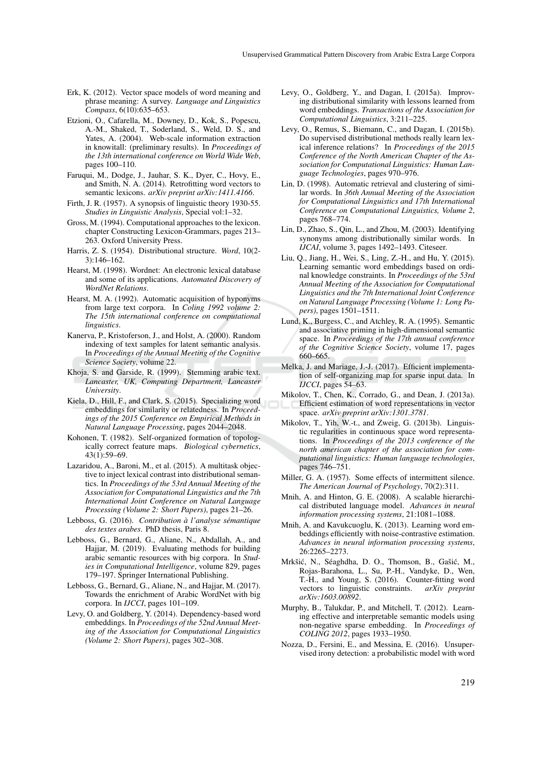Erk, K. (2012). Vector space models of word meaning and phrase meaning: A survey. *Language and Linguistics Compass*, 6(10):635–653.

Etzioni, O., Cafarella, M., Downey, D., Kok, S., Popescu, A.-M., Shaked, T., Soderland, S., Weld, D. S., and Yates, A. (2004). Web-scale information extraction in knowitall: (preliminary results). In *Proceedings of the 13th international conference on World Wide Web*, pages 100–110.

Faruqui, M., Dodge, J., Jauhar, S. K., Dyer, C., Hovy, E., and Smith, N. A. (2014). Retrofitting word vectors to semantic lexicons. *arXiv preprint arXiv:1411.4166*.

Firth, J. R. (1957). A synopsis of linguistic theory 1930-55. *Studies in Linguistic Analysis*, Special vol:1–32.

Gross, M. (1994). Computational approaches to the lexicon. chapter Constructing Lexicon-Grammars, pages 213–263. Oxford University Press.

Harris, Z. S. (1954). Distributional structure. *Word*, 10(2-3):146–162.

Hearst, M. (1998). Wordnet: An electronic lexical database and some of its applications. *Automated Discovery of WordNet Relations*.

Hearst, M. A. (1992). Automatic acquisition of hyponyms from large text corpora. In *Coling 1992 volume 2: The 15th international conference on computational linguistics*.

Kanerva, P., Kristoferson, J., and Holst, A. (2000). Random indexing of text samples for latent semantic analysis. In *Proceedings of the Annual Meeting of the Cognitive Science Society*, volume 22.

Khoja, S. and Garside, R. (1999). Stemming arabic text. *Lancaster, UK, Computing Department, Lancaster University*.

Kiela, D., Hill, F., and Clark, S. (2015). Specializing word embeddings for similarity or relatedness. In *Proceedings of the 2015 Conference on Empirical Methods in Natural Language Processing*, pages 2044–2048.

Kohonen, T. (1982). Self-organized formation of topologically correct feature maps. *Biological cybernetics*, 43(1):59–69.

Lazaridou, A., Baroni, M., et al. (2015). A multitask objective to inject lexical contrast into distributional semantics. In *Proceedings of the 53rd Annual Meeting of the Association for Computational Linguistics and the 7th International Joint Conference on Natural Language Processing (Volume 2: Short Papers)*, pages 21–26.

Lebboss, G. (2016). *Contribution à l'analyse sémantique des textes arabes*. PhD thesis, Paris 8.

Lebboss, G., Bernard, G., Aliane, N., Abdallah, A., and Hajjar, M. (2019). Evaluating methods for building arabic semantic resources with big corpora. In *Studies in Computational Intelligence*, volume 829, pages 179–197. Springer International Publishing.

Lebboss, G., Bernard, G., Aliane, N., and Hajjar, M. (2017). Towards the enrichment of Arabic WordNet with big corpora. In *IJCCI*, pages 101–109.

Levy, O. and Goldberg, Y. (2014). Dependency-based word embeddings. In *Proceedings of the 52nd Annual Meeting of the Association for Computational Linguistics (Volume 2: Short Papers)*, pages 302–308.

Levy, O., Goldberg, Y., and Dagan, I. (2015a). Improving distributional similarity with lessons learned from word embeddings. *Transactions of the Association for Computational Linguistics*, 3:211–225.

Levy, O., Remus, S., Biemann, C., and Dagan, I. (2015b). Do supervised distributional methods really learn lexical inference relations? In *Proceedings of the 2015 Conference of the North American Chapter of the Association for Computational Linguistics: Human Language Technologies*, pages 970–976.

Lin, D. (1998). Automatic retrieval and clustering of similar words. In *36th Annual Meeting of the Association for Computational Linguistics and 17th International Conference on Computational Linguistics, Volume 2*, pages 768–774.

Lin, D., Zhao, S., Qin, L., and Zhou, M. (2003). Identifying synonyms among distributionally similar words. In *IJCAI*, volume 3, pages 1492–1493. Citeseer.

Liu, Q., Jiang, H., Wei, S., Ling, Z.-H., and Hu, Y. (2015). Learning semantic word embeddings based on ordinal knowledge constraints. In *Proceedings of the 53rd Annual Meeting of the Association for Computational Linguistics and the 7th International Joint Conference on Natural Language Processing (Volume 1: Long Papers)*, pages 1501–1511.

Lund, K., Burgess, C., and Atchley, R. A. (1995). Semantic and associative priming in high-dimensional semantic space. In *Proceedings of the 17th annual conference of the Cognitive Science Society*, volume 17, pages 660–665.

Melka, J. and Mariage, J.-J. (2017). Efficient implementation of self-organizing map for sparse input data. In *IJCCI*, pages 54–63.

Mikolov, T., Chen, K., Corrado, G., and Dean, J. (2013a). Efficient estimation of word representations in vector space. *arXiv preprint arXiv:1301.3781*.

Mikolov, T., Yih, W.-t., and Zweig, G. (2013b). Linguistic regularities in continuous space word representations. In *Proceedings of the 2013 conference of the north american chapter of the association for computational linguistics: Human language technologies*, pages 746–751.

Miller, G. A. (1957). Some effects of intermittent silence. *The American Journal of Psychology*, 70(2):311.

Mnih, A. and Hinton, G. E. (2008). A scalable hierarchical distributed language model. *Advances in neural information processing systems*, 21:1081–1088.

Mnih, A. and Kavukcuoglu, K. (2013). Learning word embeddings efficiently with noise-contrastive estimation. *Advances in neural information processing systems*, 26:2265–2273.

Mrkšić, N., Séaghdha, D. O., Thomson, B., Gašić, M., Rojas-Barahona, L., Su, P.-H., Vandyke, D., Wen, T.-H., and Young, S. (2016). Counter-fitting word vectors to linguistic constraints. *arXiv preprint arXiv:1603.00892*.

Murphy, B., Talukdar, P., and Mitchell, T. (2012). Learning effective and interpretable semantic models using non-negative sparse embedding. In *Proceedings of COLING 2012*, pages 1933–1950.

Nozza, D., Fersini, E., and Messina, E. (2016). Unsupervised irony detection: a probabilistic model with word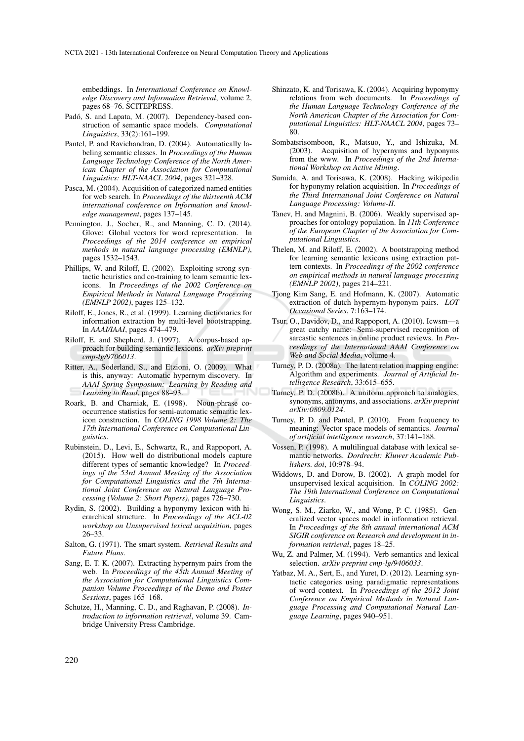embeddings. In *International Conference on Knowledge Discovery and Information Retrieval*, volume 2, pages 68–76. SCITEPRESS.

Padó, S. and Lapata, M. (2007). Dependency-based construction of semantic space models. *Computational Linguistics*, 33(2):161–199.

Pantel, P. and Ravichandran, D. (2004). Automatically labeling semantic classes. In *Proceedings of the Human Language Technology Conference of the North American Chapter of the Association for Computational Linguistics: HLT-NAACL 2004*, pages 321–328.

Pasca, M. (2004). Acquisition of categorized named entities for web search. In *Proceedings of the thirteenth ACM international conference on Information and knowledge management*, pages 137–145.

Pennington, J., Socher, R., and Manning, C. D. (2014). Glove: Global vectors for word representation. In *Proceedings of the 2014 conference on empirical methods in natural language processing (EMNLP)*, pages 1532–1543.

Phillips, W. and Riloff, E. (2002). Exploiting strong syntactic heuristics and co-training to learn semantic lexicons. In *Proceedings of the 2002 Conference on Empirical Methods in Natural Language Processing (EMNLP 2002)*, pages 125–132.

Riloff, E., Jones, R., et al. (1999). Learning dictionaries for information extraction by multi-level bootstrapping. In *AAAI/IAAI*, pages 474–479.

Riloff, E. and Shepherd, J. (1997). A corpus-based approach for building semantic lexicons. *arXiv preprint cmp-lg/9706013*.

Ritter, A., Soderland, S., and Etzioni, O. (2009). What is this, anyway: Automatic hypernym discovery. In *AAAI Spring Symposium: Learning by Reading and Learning to Read*, pages 88–93.

Roark, B. and Charniak, E. (1998). Noun-phrase co-occurrence statistics for semi-automatic semantic lexicon construction. In *COLING 1998 Volume 2: The 17th International Conference on Computational Linguistics*.

Rubinstein, D., Levi, E., Schwartz, R., and Rappoport, A. (2015). How well do distributional models capture different types of semantic knowledge? In *Proceedings of the 53rd Annual Meeting of the Association for Computational Linguistics and the 7th International Joint Conference on Natural Language Processing (Volume 2: Short Papers)*, pages 726–730.

Rydin, S. (2002). Building a hyponymy lexicon with hierarchical structure. In *Proceedings of the ACL-02 workshop on Unsupervised lexical acquisition*, pages 26–33.

Salton, G. (1971). The smart system. *Retrieval Results and Future Plans*.

Sang, E. T. K. (2007). Extracting hypernym pairs from the web. In *Proceedings of the 45th Annual Meeting of the Association for Computational Linguistics Companion Volume Proceedings of the Demo and Poster Sessions*, pages 165–168.

Schutze, H., Manning, C. D., and Raghavan, P. (2008). *Introduction to information retrieval*, volume 39. Cambridge University Press Cambridge.

Shinzato, K. and Torisawa, K. (2004). Acquiring hyponymy relations from web documents. In *Proceedings of the Human Language Technology Conference of the North American Chapter of the Association for Computational Linguistics: HLT-NAACL 2004*, pages 73–80.

Sombatsrisomboon, R., Matsuo, Y., and Ishizuka, M. (2003). Acquisition of hypernyms and hyponyms from the www. In *Proceedings of the 2nd International Workshop on Active Mining*.

Sumida, A. and Torisawa, K. (2008). Hacking wikipedia for hyponymy relation acquisition. In *Proceedings of the Third International Joint Conference on Natural Language Processing: Volume-II*.

Tanev, H. and Magnini, B. (2006). Weakly supervised approaches for ontology population. In *11th Conference of the European Chapter of the Association for Computational Linguistics*.

Thelen, M. and Riloff, E. (2002). A bootstrapping method for learning semantic lexicons using extraction pattern contexts. In *Proceedings of the 2002 conference on empirical methods in natural language processing (EMNLP 2002)*, pages 214–221.

Tjong Kim Sang, E. and Hofmann, K. (2007). Automatic extraction of dutch hypernym-hyponym pairs. *LOT Occasional Series*, 7:163–174.

Tsur, O., Davidov, D., and Rappoport, A. (2010). Icwsm—a great catchy name: Semi-supervised recognition of sarcastic sentences in online product reviews. In *Proceedings of the International AAAI Conference on Web and Social Media*, volume 4.

Turney, P. D. (2008a). The latent relation mapping engine: Algorithm and experiments. *Journal of Artificial Intelligence Research*, 33:615–655.

Turney, P. D. (2008b). A uniform approach to analogies, synonyms, antonyms, and associations. *arXiv preprint arXiv:0809.0124*.

Turney, P. D. and Pantel, P. (2010). From frequency to meaning: Vector space models of semantics. *Journal of artificial intelligence research*, 37:141–188.

Vossen, P. (1998). A multilingual database with lexical semantic networks. *Dordrecht: Kluwer Academic Publishers. doi*, 10:978–94.

Widdows, D. and Dorow, B. (2002). A graph model for unsupervised lexical acquisition. In *COLING 2002: The 19th International Conference on Computational Linguistics*.

Wong, S. M., Ziarko, W., and Wong, P. C. (1985). Generalized vector spaces model in information retrieval. In *Proceedings of the 8th annual international ACM SIGIR conference on Research and development in information retrieval*, pages 18–25.

Wu, Z. and Palmer, M. (1994). Verb semantics and lexical selection. *arXiv preprint cmp-lg/9406033*.

Yatbaz, M. A., Sert, E., and Yuret, D. (2012). Learning syntactic categories using paradigmatic representations of word context. In *Proceedings of the 2012 Joint Conference on Empirical Methods in Natural Language Processing and Computational Natural Language Learning*, pages 940–951.